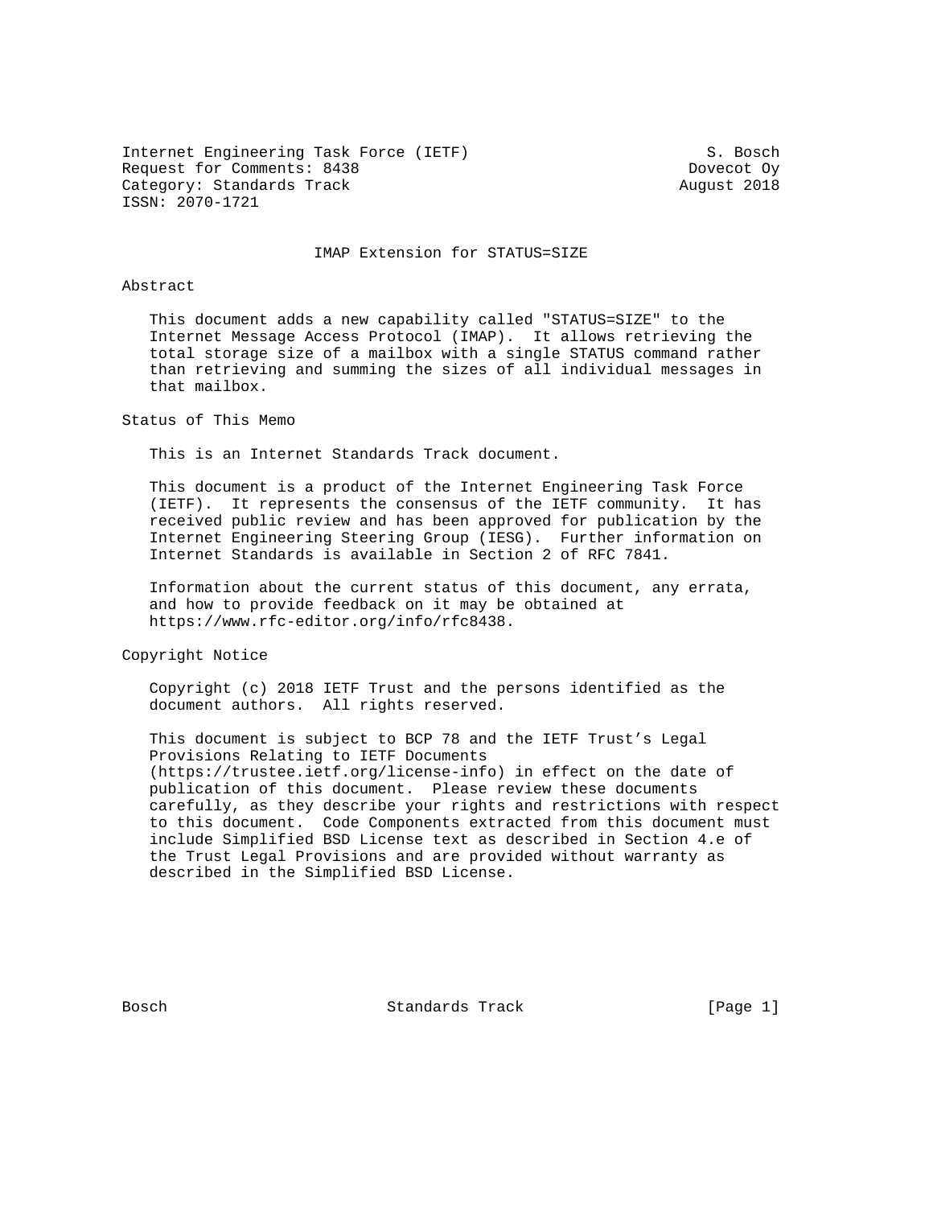Internet Engineering Task Force (IETF)                          S. Bosch
Request for Comments: 8438                                    Dovecot Oy
Category: Standards Track                                    August 2018
ISSN: 2070-1721

# IMAP Extension for STATUS=SIZE

## Abstract

This document adds a new capability called "STATUS=SIZE" to the Internet Message Access Protocol (IMAP). It allows retrieving the total storage size of a mailbox with a single STATUS command rather than retrieving and summing the sizes of all individual messages in that mailbox.

## Status of This Memo

This is an Internet Standards Track document.

This document is a product of the Internet Engineering Task Force (IETF). It represents the consensus of the IETF community. It has received public review and has been approved for publication by the Internet Engineering Steering Group (IESG). Further information on Internet Standards is available in Section 2 of RFC 7841.

Information about the current status of this document, any errata, and how to provide feedback on it may be obtained at https://www.rfc-editor.org/info/rfc8438.

## Copyright Notice

Copyright (c) 2018 IETF Trust and the persons identified as the document authors. All rights reserved.

This document is subject to BCP 78 and the IETF Trust's Legal Provisions Relating to IETF Documents (https://trustee.ietf.org/license-info) in effect on the date of publication of this document. Please review these documents carefully, as they describe your rights and restrictions with respect to this document. Code Components extracted from this document must include Simplified BSD License text as described in Section 4.e of the Trust Legal Provisions and are provided without warranty as described in the Simplified BSD License.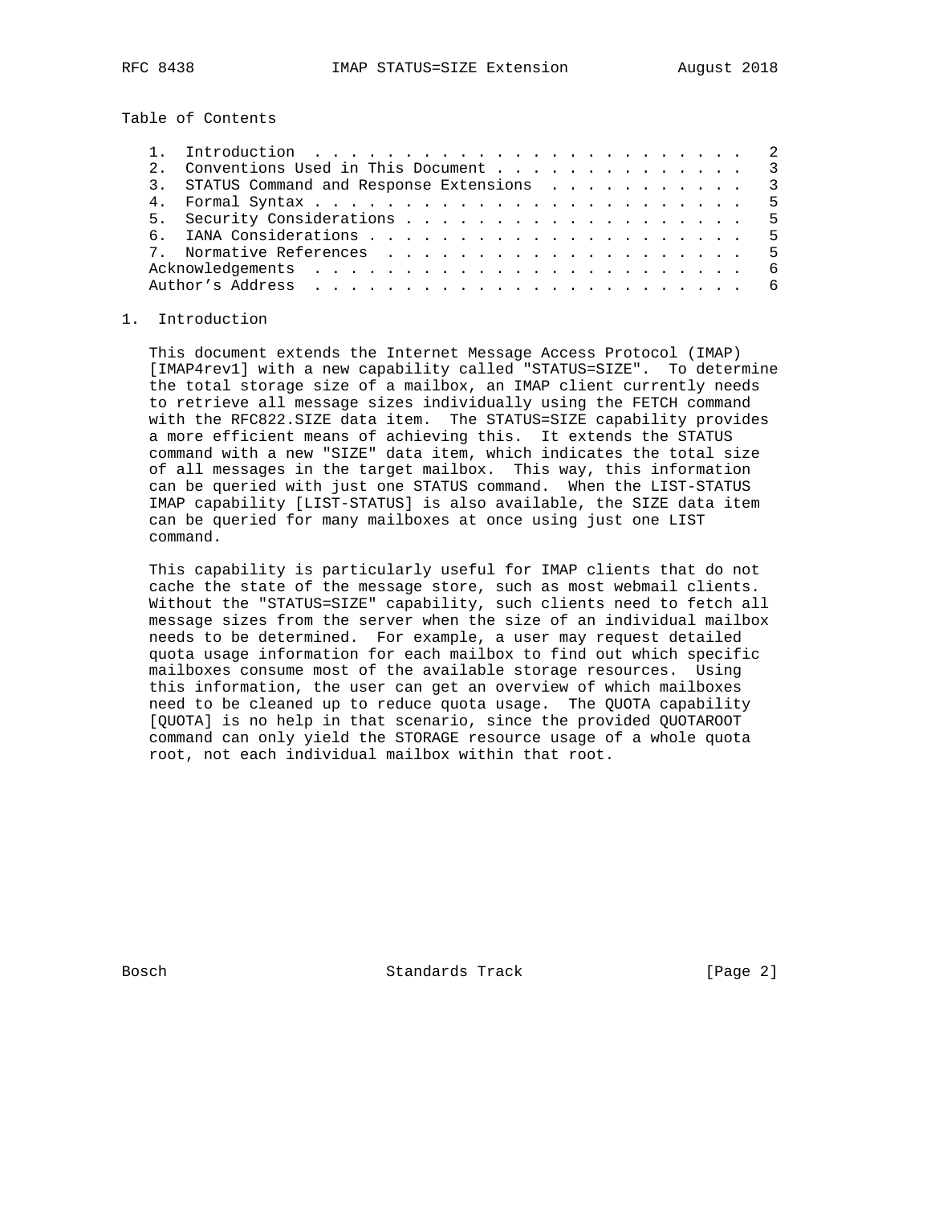Table of Contents

1. Introduction . . . . . . . . . . . . . . . . . . . . . . . . . 2
2. Conventions Used in This Document . . . . . . . . . . . . . . . 3
3. STATUS Command and Response Extensions . . . . . . . . . . . . 3
4. Formal Syntax . . . . . . . . . . . . . . . . . . . . . . . . . 5
5. Security Considerations . . . . . . . . . . . . . . . . . . . . 5
6. IANA Considerations . . . . . . . . . . . . . . . . . . . . . . 5
7. Normative References . . . . . . . . . . . . . . . . . . . . . 5

Acknowledgements . . . . . . . . . . . . . . . . . . . . . . . . . 6
Author's Address . . . . . . . . . . . . . . . . . . . . . . . . . 6

## 1. Introduction

This document extends the Internet Message Access Protocol (IMAP) [IMAP4rev1] with a new capability called "STATUS=SIZE". To determine the total storage size of a mailbox, an IMAP client currently needs to retrieve all message sizes individually using the FETCH command with the RFC822.SIZE data item. The STATUS=SIZE capability provides a more efficient means of achieving this. It extends the STATUS command with a new "SIZE" data item, which indicates the total size of all messages in the target mailbox. This way, this information can be queried with just one STATUS command. When the LIST-STATUS IMAP capability [LIST-STATUS] is also available, the SIZE data item can be queried for many mailboxes at once using just one LIST command.

This capability is particularly useful for IMAP clients that do not cache the state of the message store, such as most webmail clients. Without the "STATUS=SIZE" capability, such clients need to fetch all message sizes from the server when the size of an individual mailbox needs to be determined. For example, a user may request detailed quota usage information for each mailbox to find out which specific mailboxes consume most of the available storage resources. Using this information, the user can get an overview of which mailboxes need to be cleaned up to reduce quota usage. The QUOTA capability [QUOTA] is no help in that scenario, since the provided QUOTAROOT command can only yield the STORAGE resource usage of a whole quota root, not each individual mailbox within that root.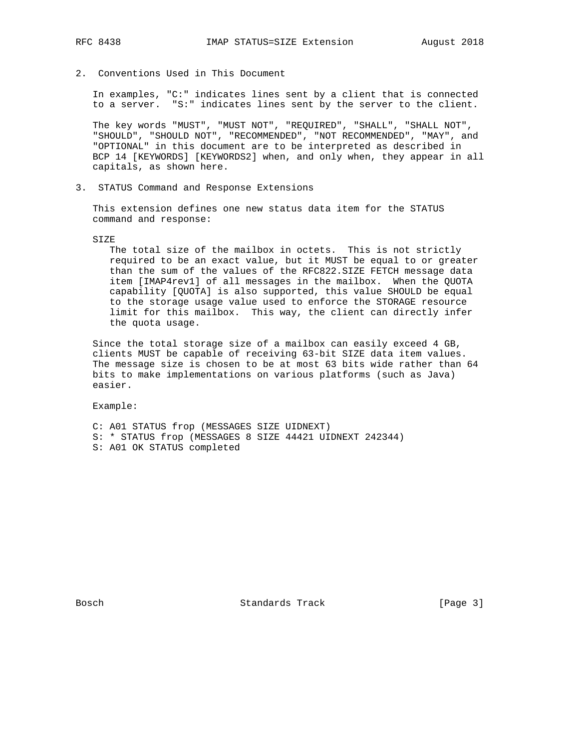## 2. Conventions Used in This Document

In examples, "C:" indicates lines sent by a client that is connected to a server. "S:" indicates lines sent by the server to the client.

The key words "MUST", "MUST NOT", "REQUIRED", "SHALL", "SHALL NOT", "SHOULD", "SHOULD NOT", "RECOMMENDED", "NOT RECOMMENDED", "MAY", and "OPTIONAL" in this document are to be interpreted as described in BCP 14 [KEYWORDS] [KEYWORDS2] when, and only when, they appear in all capitals, as shown here.

## 3. STATUS Command and Response Extensions

This extension defines one new status data item for the STATUS command and response:

SIZE

The total size of the mailbox in octets. This is not strictly required to be an exact value, but it MUST be equal to or greater than the sum of the values of the RFC822.SIZE FETCH message data item [IMAP4rev1] of all messages in the mailbox. When the QUOTA capability [QUOTA] is also supported, this value SHOULD be equal to the storage usage value used to enforce the STORAGE resource limit for this mailbox. This way, the client can directly infer the quota usage.

Since the total storage size of a mailbox can easily exceed 4 GB, clients MUST be capable of receiving 63-bit SIZE data item values. The message size is chosen to be at most 63 bits wide rather than 64 bits to make implementations on various platforms (such as Java) easier.

Example:

```
C: A01 STATUS frop (MESSAGES SIZE UIDNEXT)
S: * STATUS frop (MESSAGES 8 SIZE 44421 UIDNEXT 242344)
S: A01 OK STATUS completed
```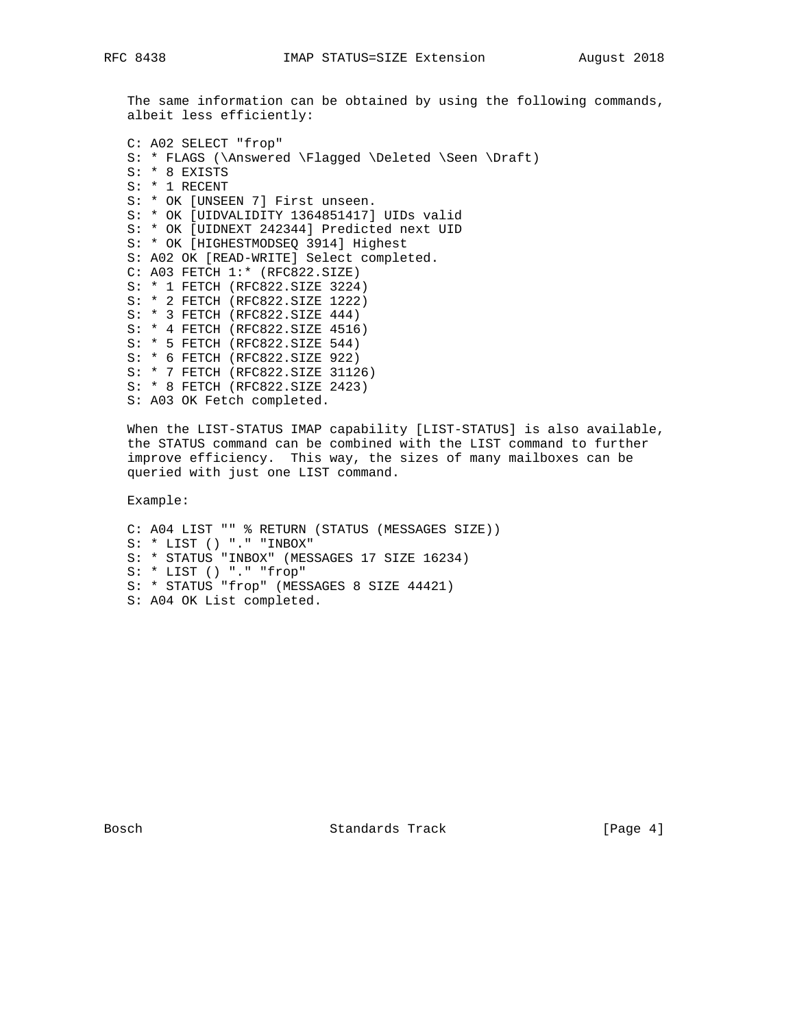The same information can be obtained by using the following commands, albeit less efficiently:

```
C: A02 SELECT "frop"
S: * FLAGS (\Answered \Flagged \Deleted \Seen \Draft)
S: * 8 EXISTS
S: * 1 RECENT
S: * OK [UNSEEN 7] First unseen.
S: * OK [UIDVALIDITY 1364851417] UIDs valid
S: * OK [UIDNEXT 242344] Predicted next UID
S: * OK [HIGHESTMODSEQ 3914] Highest
S: A02 OK [READ-WRITE] Select completed.
C: A03 FETCH 1:* (RFC822.SIZE)
S: * 1 FETCH (RFC822.SIZE 3224)
S: * 2 FETCH (RFC822.SIZE 1222)
S: * 3 FETCH (RFC822.SIZE 444)
S: * 4 FETCH (RFC822.SIZE 4516)
S: * 5 FETCH (RFC822.SIZE 544)
S: * 6 FETCH (RFC822.SIZE 922)
S: * 7 FETCH (RFC822.SIZE 31126)
S: * 8 FETCH (RFC822.SIZE 2423)
S: A03 OK Fetch completed.
```

When the LIST-STATUS IMAP capability [LIST-STATUS] is also available, the STATUS command can be combined with the LIST command to further improve efficiency. This way, the sizes of many mailboxes can be queried with just one LIST command.

Example:

```
C: A04 LIST "" % RETURN (STATUS (MESSAGES SIZE))
S: * LIST () "." "INBOX"
S: * STATUS "INBOX" (MESSAGES 17 SIZE 16234)
S: * LIST () "." "frop"
S: * STATUS "frop" (MESSAGES 8 SIZE 44421)
S: A04 OK List completed.
```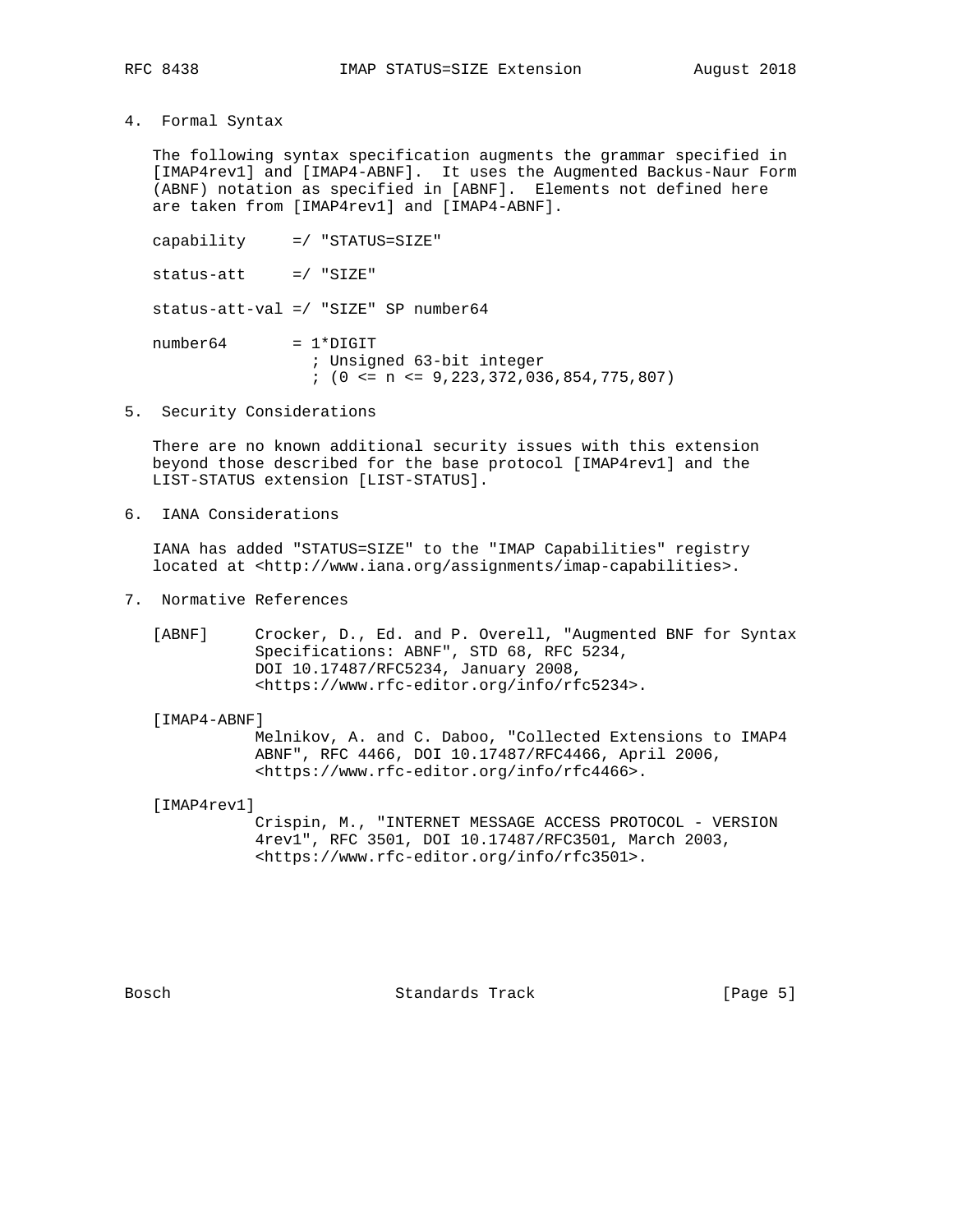## 4. Formal Syntax

The following syntax specification augments the grammar specified in [IMAP4rev1] and [IMAP4-ABNF]. It uses the Augmented Backus-Naur Form (ABNF) notation as specified in [ABNF]. Elements not defined here are taken from [IMAP4rev1] and [IMAP4-ABNF].

```
capability     =/ "STATUS=SIZE"

status-att     =/ "SIZE"

status-att-val =/ "SIZE" SP number64

number64       = 1*DIGIT
                 ; Unsigned 63-bit integer
                 ; (0 <= n <= 9,223,372,036,854,775,807)
```

## 5. Security Considerations

There are no known additional security issues with this extension beyond those described for the base protocol [IMAP4rev1] and the LIST-STATUS extension [LIST-STATUS].

## 6. IANA Considerations

IANA has added "STATUS=SIZE" to the "IMAP Capabilities" registry located at <http://www.iana.org/assignments/imap-capabilities>.

## 7. Normative References

[ABNF] Crocker, D., Ed. and P. Overell, "Augmented BNF for Syntax Specifications: ABNF", STD 68, RFC 5234, DOI 10.17487/RFC5234, January 2008, <https://www.rfc-editor.org/info/rfc5234>.

[IMAP4-ABNF] Melnikov, A. and C. Daboo, "Collected Extensions to IMAP4 ABNF", RFC 4466, DOI 10.17487/RFC4466, April 2006, <https://www.rfc-editor.org/info/rfc4466>.

[IMAP4rev1] Crispin, M., "INTERNET MESSAGE ACCESS PROTOCOL - VERSION 4rev1", RFC 3501, DOI 10.17487/RFC3501, March 2003, <https://www.rfc-editor.org/info/rfc3501>.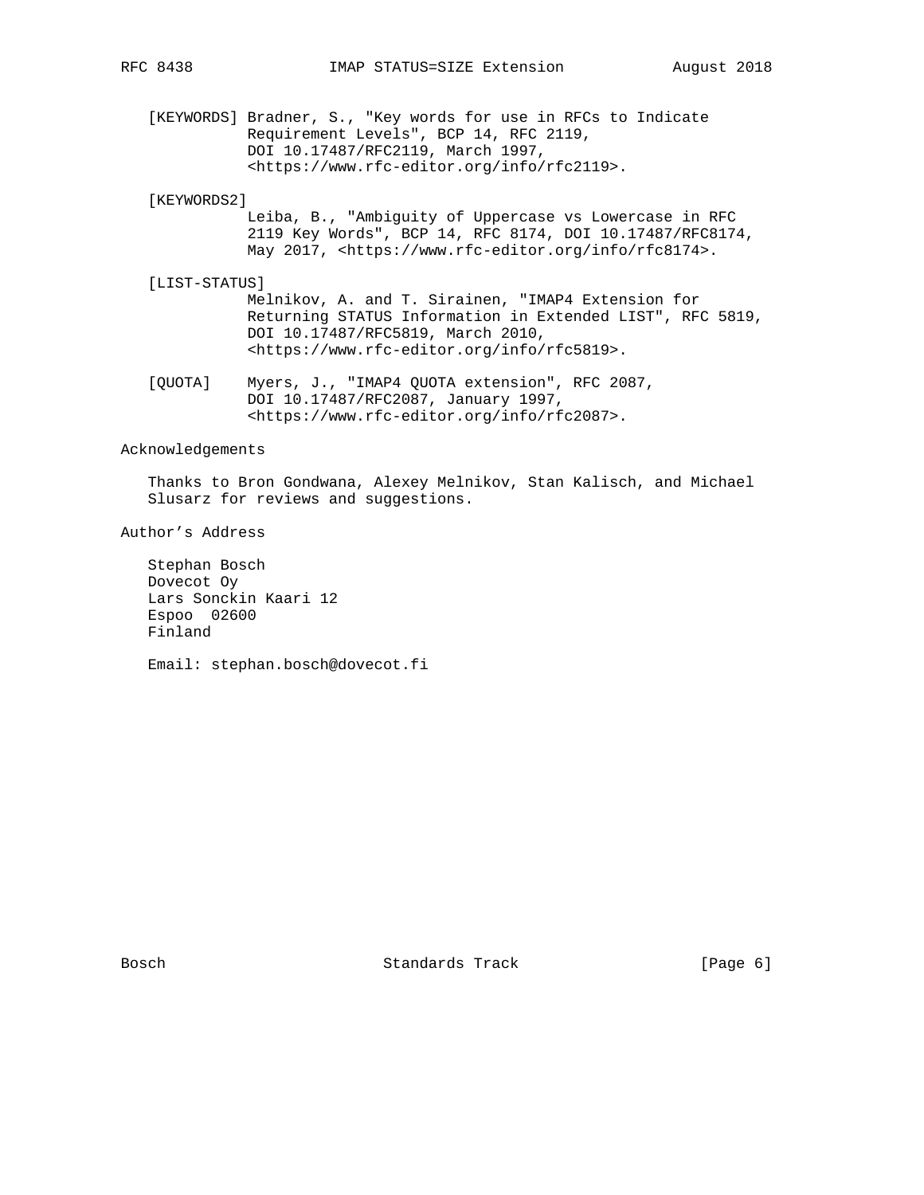[KEYWORDS] Bradner, S., "Key words for use in RFCs to Indicate Requirement Levels", BCP 14, RFC 2119, DOI 10.17487/RFC2119, March 1997, <https://www.rfc-editor.org/info/rfc2119>.

[KEYWORDS2] Leiba, B., "Ambiguity of Uppercase vs Lowercase in RFC 2119 Key Words", BCP 14, RFC 8174, DOI 10.17487/RFC8174, May 2017, <https://www.rfc-editor.org/info/rfc8174>.

[LIST-STATUS] Melnikov, A. and T. Sirainen, "IMAP4 Extension for Returning STATUS Information in Extended LIST", RFC 5819, DOI 10.17487/RFC5819, March 2010, <https://www.rfc-editor.org/info/rfc5819>.

[QUOTA] Myers, J., "IMAP4 QUOTA extension", RFC 2087, DOI 10.17487/RFC2087, January 1997, <https://www.rfc-editor.org/info/rfc2087>.

## Acknowledgements

Thanks to Bron Gondwana, Alexey Melnikov, Stan Kalisch, and Michael Slusarz for reviews and suggestions.

## Author's Address

Stephan Bosch
Dovecot Oy
Lars Sonckin Kaari 12
Espoo 02600
Finland

Email: stephan.bosch@dovecot.fi